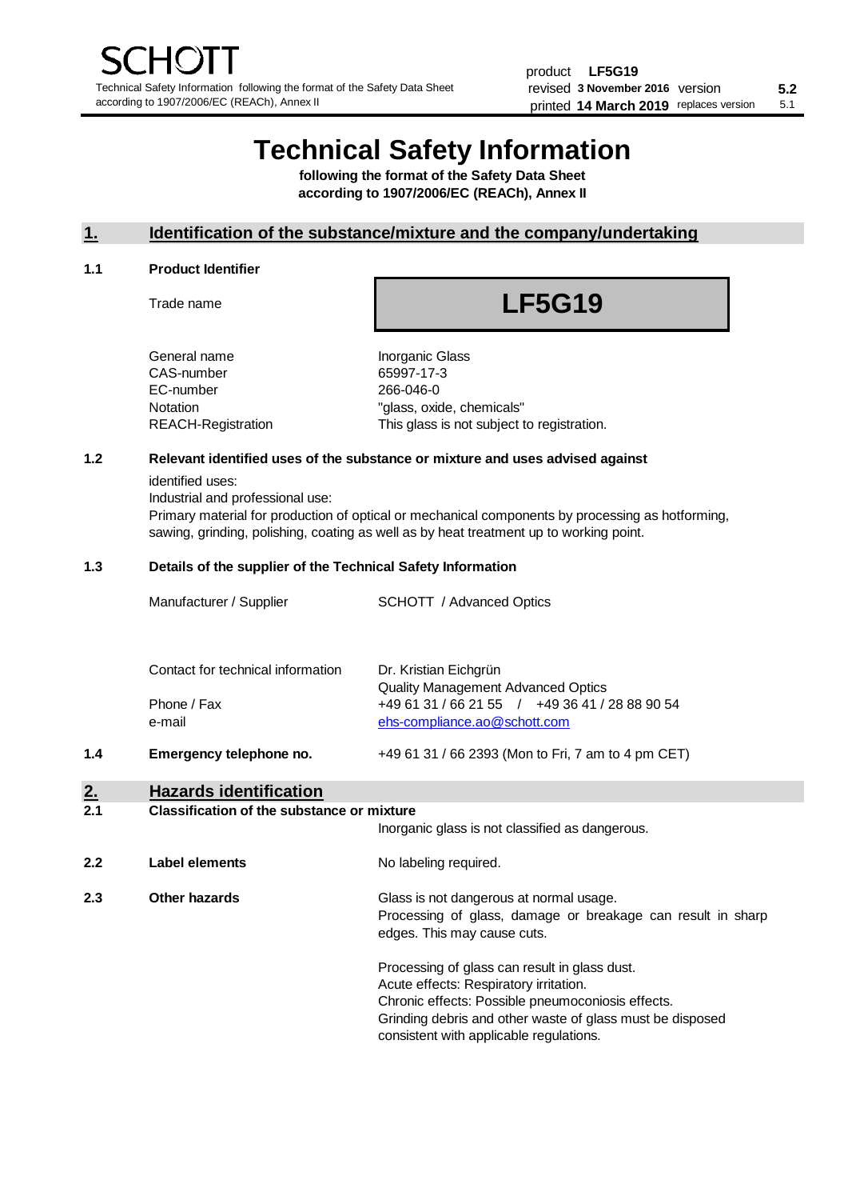SCHOTT

Technical Safety Information following the format of the Safety Data Sheet according to 1907/2006/EC (REACh), Annex II

| | | | |
|---|---|---|---|
| product | **LF5G19** | | |
| revised | **3 November 2016** | version | **5.2** |
| printed | **14 March 2019** | replaces version | 5.1 |

# Technical Safety Information

**following the format of the Safety Data Sheet according to 1907/2006/EC (REACh), Annex II**

## 1. Identification of the substance/mixture and the company/undertaking

### 1.1 Product Identifier

| | |
|---|---|
| Trade name | **LF5G19** |
| General name | Inorganic Glass |
| CAS-number | 65997-17-3 |
| EC-number | 266-046-0 |
| Notation | "glass, oxide, chemicals" |
| REACH-Registration | This glass is not subject to registration. |

### 1.2 Relevant identified uses of the substance or mixture and uses advised against

identified uses:
Industrial and professional use:
Primary material for production of optical or mechanical components by processing as hotforming, sawing, grinding, polishing, coating as well as by heat treatment up to working point.

### 1.3 Details of the supplier of the Technical Safety Information

| | |
|---|---|
| Manufacturer / Supplier | SCHOTT / Advanced Optics |
| Contact for technical information | Dr. Kristian Eichgrün<br>Quality Management Advanced Optics |
| Phone / Fax | +49 61 31 / 66 21 55 / +49 36 41 / 28 88 90 54 |
| e-mail | ehs-compliance.ao@schott.com |

### 1.4 Emergency telephone no.

+49 61 31 / 66 2393 (Mon to Fri, 7 am to 4 pm CET)

## 2. Hazards identification

### 2.1 Classification of the substance or mixture

Inorganic glass is not classified as dangerous.

### 2.2 Label elements

No labeling required.

### 2.3 Other hazards

Glass is not dangerous at normal usage.
Processing of glass, damage or breakage can result in sharp edges. This may cause cuts.

Processing of glass can result in glass dust.
Acute effects: Respiratory irritation.
Chronic effects: Possible pneumoconiosis effects.
Grinding debris and other waste of glass must be disposed consistent with applicable regulations.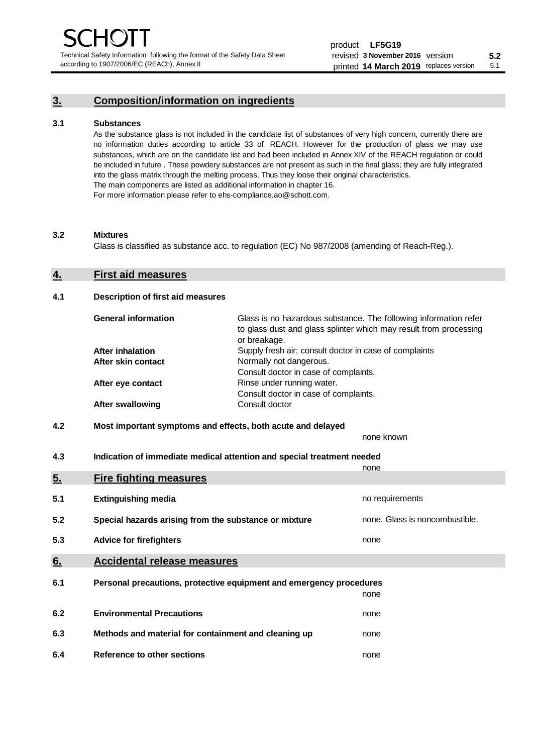## 3. Composition/information on ingredients

### 3.1 Substances

As the substance glass is not included in the candidate list of substances of very high concern, currently there are no information duties according to article 33 of REACH. However for the production of glass we may use substances, which are on the candidate list and had been included in Annex XIV of the REACH regulation or could be included in future . These powdery substances are not present as such in the final glass; they are fully integrated into the glass matrix through the melting process. Thus they loose their original characteristics.
The main components are listed as additional information in chapter 16.
For more information please refer to ehs-compliance.ao@schott.com.

### 3.2 Mixtures

Glass is classified as substance acc. to regulation (EC) No 987/2008 (amending of Reach-Reg.).

## 4. First aid measures

### 4.1 Description of first aid measures

| | |
|---|---|
| **General information** | Glass is no hazardous substance. The following information refer to glass dust and glass splinter which may result from processing or breakage. |
| **After inhalation** | Supply fresh air; consult doctor in case of complaints |
| **After skin contact** | Normally not dangerous. Consult doctor in case of complaints. |
| **After eye contact** | Rinse under running water. Consult doctor in case of complaints. |
| **After swallowing** | Consult doctor |

### 4.2 Most important symptoms and effects, both acute and delayed

none known

### 4.3 Indication of immediate medical attention and special treatment needed

none

## 5. Fire fighting measures

| | | |
|---|---|---|
| **5.1** | **Extinguishing media** | no requirements |
| **5.2** | **Special hazards arising from the substance or mixture** | none. Glass is noncombustible. |
| **5.3** | **Advice for firefighters** | none |

## 6. Accidental release measures

### 6.1 Personal precautions, protective equipment and emergency procedures

none

| | | |
|---|---|---|
| **6.2** | **Environmental Precautions** | none |
| **6.3** | **Methods and material for containment and cleaning up** | none |
| **6.4** | **Reference to other sections** | none |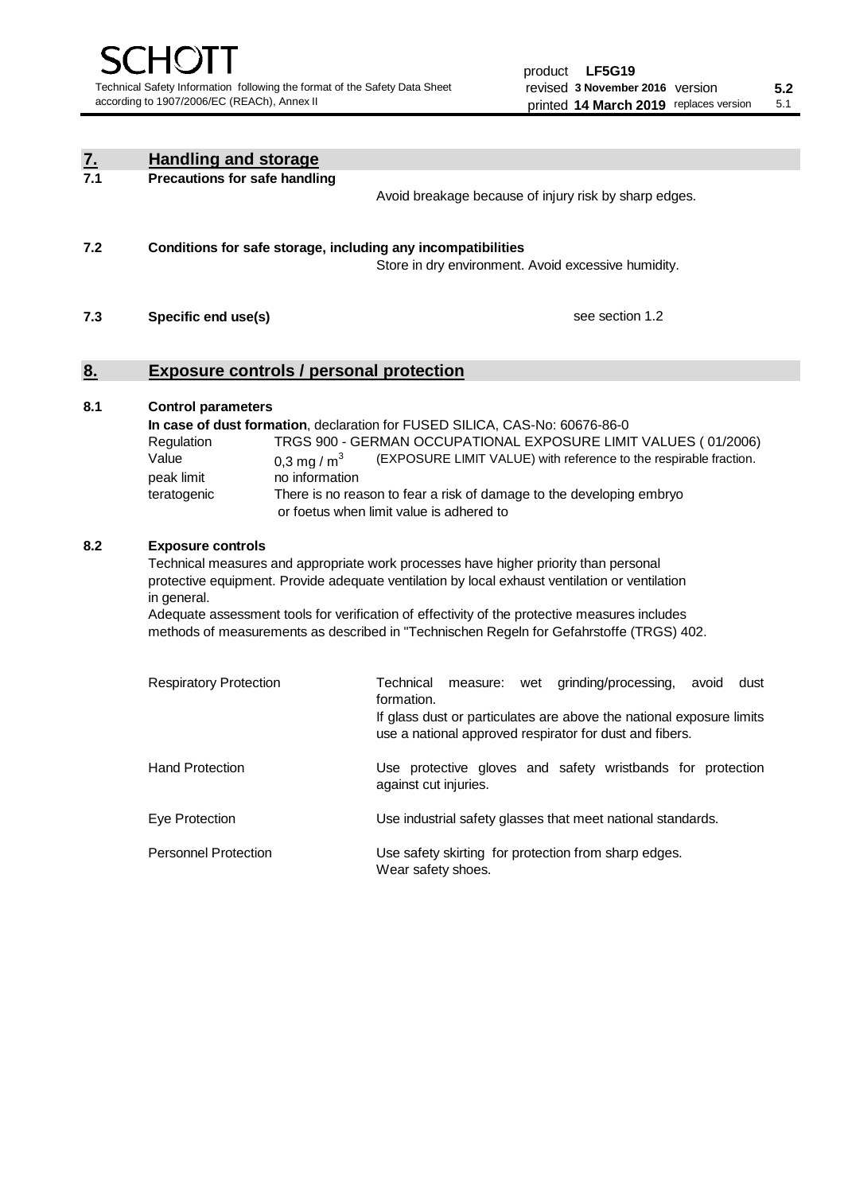## 7. Handling and storage

**7.1 Precautions for safe handling**

Avoid breakage because of injury risk by sharp edges.

**7.2 Conditions for safe storage, including any incompatibilities**

Store in dry environment. Avoid excessive humidity.

**7.3 Specific end use(s)**

see section 1.2

## 8. Exposure controls / personal protection

**8.1 Control parameters**

**In case of dust formation**, declaration for FUSED SILICA, CAS-No: 60676-86-0

| | |
|---|---|
| Regulation | TRGS 900 - GERMAN OCCUPATIONAL EXPOSURE LIMIT VALUES ( 01/2006) |
| Value | 0,3 mg / $m^3$ (EXPOSURE LIMIT VALUE) with reference to the respirable fraction. |
| peak limit | no information |
| teratogenic | There is no reason to fear a risk of damage to the developing embryo or foetus when limit value is adhered to |

**8.2 Exposure controls**

Technical measures and appropriate work processes have higher priority than personal protective equipment. Provide adequate ventilation by local exhaust ventilation or ventilation in general.
Adequate assessment tools for verification of effectivity of the protective measures includes methods of measurements as described in "Technischen Regeln for Gefahrstoffe (TRGS) 402.

| | |
|---|---|
| Respiratory Protection | Technical measure: wet grinding/processing, avoid dust formation. If glass dust or particulates are above the national exposure limits use a national approved respirator for dust and fibers. |
| Hand Protection | Use protective gloves and safety wristbands for protection against cut injuries. |
| Eye Protection | Use industrial safety glasses that meet national standards. |
| Personnel Protection | Use safety skirting for protection from sharp edges. Wear safety shoes. |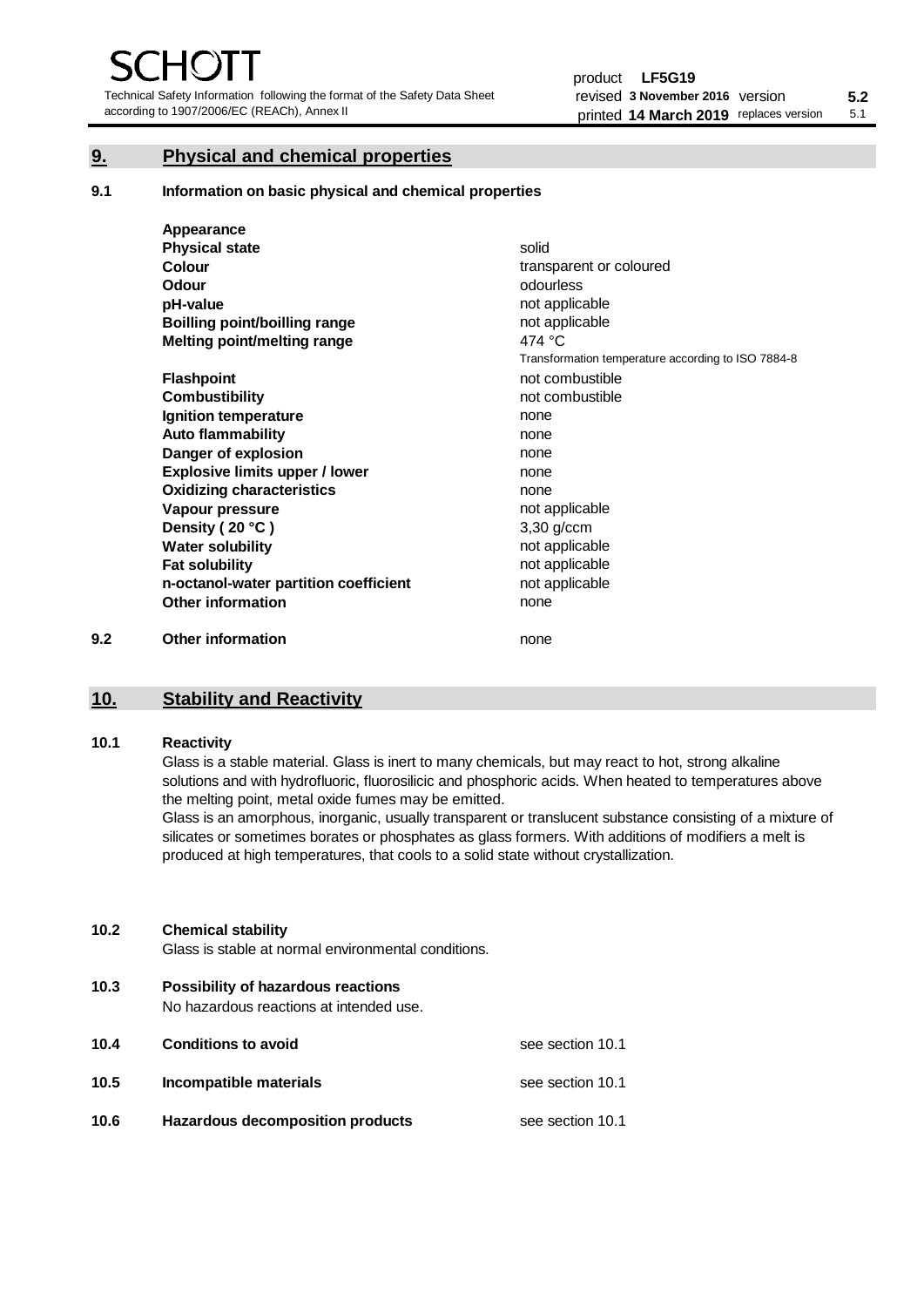## 9. Physical and chemical properties

### 9.1 Information on basic physical and chemical properties

| Property | Value |
|---|---|
| **Appearance** | |
| **Physical state** | solid |
| **Colour** | transparent or coloured |
| **Odour** | odourless |
| **pH-value** | not applicable |
| **Boilling point/boilling range** | not applicable |
| **Melting point/melting range** | 474 °C<br>Transformation temperature according to ISO 7884-8 |
| **Flashpoint** | not combustible |
| **Combustibility** | not combustible |
| **Ignition temperature** | none |
| **Auto flammability** | none |
| **Danger of explosion** | none |
| **Explosive limits upper / lower** | none |
| **Oxidizing characteristics** | none |
| **Vapour pressure** | not applicable |
| **Density ( 20 °C )** | 3,30 g/ccm |
| **Water solubility** | not applicable |
| **Fat solubility** | not applicable |
| **n-octanol-water partition coefficient** | not applicable |
| **Other information** | none |

### 9.2 Other information

none

## 10. Stability and Reactivity

### 10.1 Reactivity

Glass is a stable material. Glass is inert to many chemicals, but may react to hot, strong alkaline solutions and with hydrofluoric, fluorosilicic and phosphoric acids. When heated to temperatures above the melting point, metal oxide fumes may be emitted.

Glass is an amorphous, inorganic, usually transparent or translucent substance consisting of a mixture of silicates or sometimes borates or phosphates as glass formers. With additions of modifiers a melt is produced at high temperatures, that cools to a solid state without crystallization.

### 10.2 Chemical stability

Glass is stable at normal environmental conditions.

### 10.3 Possibility of hazardous reactions

No hazardous reactions at intended use.

### 10.4 Conditions to avoid

see section 10.1

### 10.5 Incompatible materials

see section 10.1

### 10.6 Hazardous decomposition products

see section 10.1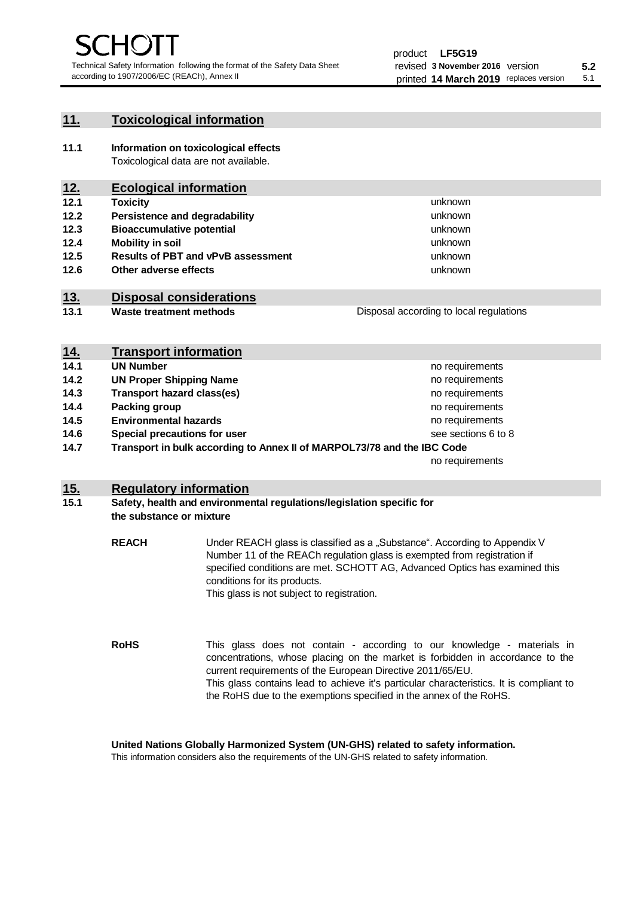## 11. Toxicological information

**11.1 Information on toxicological effects**
Toxicological data are not available.

## 12. Ecological information

| | | |
|---|---|---|
| **12.1** | **Toxicity** | unknown |
| **12.2** | **Persistence and degradability** | unknown |
| **12.3** | **Bioaccumulative potential** | unknown |
| **12.4** | **Mobility in soil** | unknown |
| **12.5** | **Results of PBT and vPvB assessment** | unknown |
| **12.6** | **Other adverse effects** | unknown |

## 13. Disposal considerations

| | | |
|---|---|---|
| **13.1** | **Waste treatment methods** | Disposal according to local regulations |

## 14. Transport information

| | | |
|---|---|---|
| **14.1** | **UN Number** | no requirements |
| **14.2** | **UN Proper Shipping Name** | no requirements |
| **14.3** | **Transport hazard class(es)** | no requirements |
| **14.4** | **Packing group** | no requirements |
| **14.5** | **Environmental hazards** | no requirements |
| **14.6** | **Special precautions for user** | see sections 6 to 8 |
| **14.7** | **Transport in bulk according to Annex II of MARPOL73/78 and the IBC Code** | no requirements |

## 15. Regulatory information

**15.1 Safety, health and environmental regulations/legislation specific for the substance or mixture**

**REACH**

Under REACH glass is classified as a „Substance“. According to Appendix V Number 11 of the REACh regulation glass is exempted from registration if specified conditions are met. SCHOTT AG, Advanced Optics has examined this conditions for its products.
This glass is not subject to registration.

**RoHS**

This glass does not contain - according to our knowledge - materials in concentrations, whose placing on the market is forbidden in accordance to the current requirements of the European Directive 2011/65/EU.
This glass contains lead to achieve it's particular characteristics. It is compliant to the RoHS due to the exemptions specified in the annex of the RoHS.

**United Nations Globally Harmonized System (UN-GHS) related to safety information.**
This information considers also the requirements of the UN-GHS related to safety information.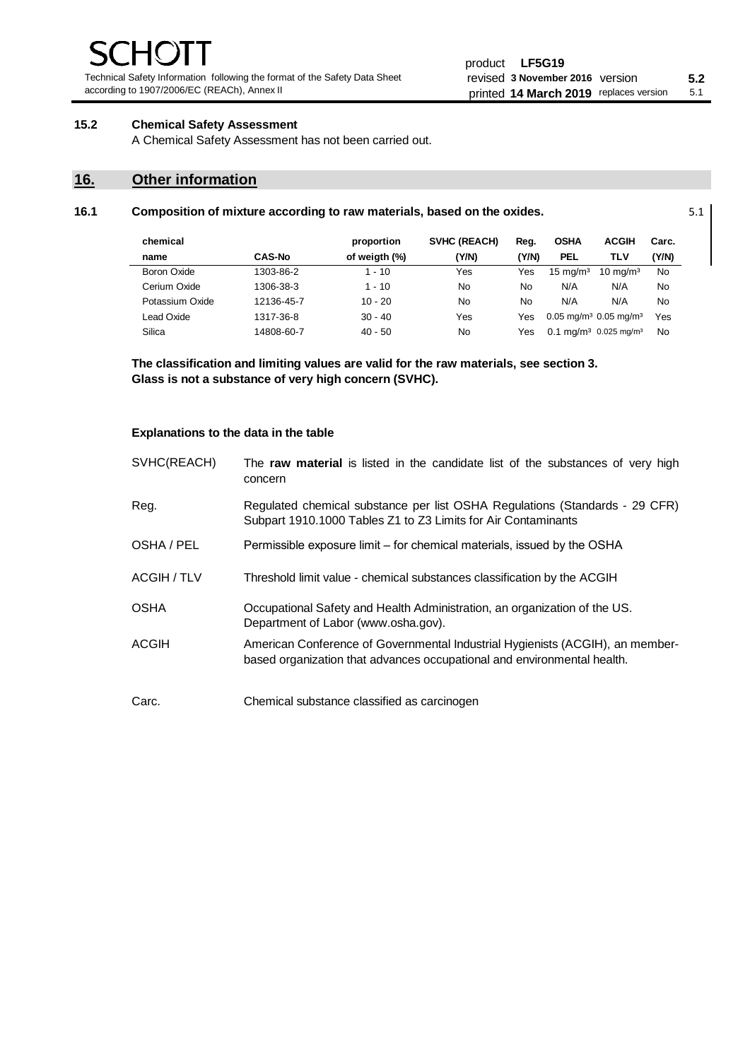### 15.2 Chemical Safety Assessment

A Chemical Safety Assessment has not been carried out.

## 16. Other information

### 16.1 Composition of mixture according to raw materials, based on the oxides.

5.1

| chemical name | CAS-No | proportion of weigth (%) | SVHC (REACH) (Y/N) | Reg. (Y/N) | OSHA PEL | ACGIH TLV | Carc. (Y/N) |
|---|---|---|---|---|---|---|---|
| Boron Oxide | 1303-86-2 | 1 - 10 | Yes | Yes | 15 mg/m³ | 10 mg/m³ | No |
| Cerium Oxide | 1306-38-3 | 1 - 10 | No | No | N/A | N/A | No |
| Potassium Oxide | 12136-45-7 | 10 - 20 | No | No | N/A | N/A | No |
| Lead Oxide | 1317-36-8 | 30 - 40 | Yes | Yes | 0.05 mg/m³ | 0.05 mg/m³ | Yes |
| Silica | 14808-60-7 | 40 - 50 | No | Yes | 0.1 mg/m³ | 0.025 mg/m³ | No |

**The classification and limiting values are valid for the raw materials, see section 3.**
**Glass is not a substance of very high concern (SVHC).**

**Explanations to the data in the table**

| | |
|---|---|
| SVHC(REACH) | The **raw material** is listed in the candidate list of the substances of very high concern |
| Reg. | Regulated chemical substance per list OSHA Regulations (Standards - 29 CFR) Subpart 1910.1000 Tables Z1 to Z3 Limits for Air Contaminants |
| OSHA / PEL | Permissible exposure limit – for chemical materials, issued by the OSHA |
| ACGIH / TLV | Threshold limit value - chemical substances classification by the ACGIH |
| OSHA | Occupational Safety and Health Administration, an organization of the US. Department of Labor (www.osha.gov). |
| ACGIH | American Conference of Governmental Industrial Hygienists (ACGIH), an member-based organization that advances occupational and environmental health. |
| Carc. | Chemical substance classified as carcinogen |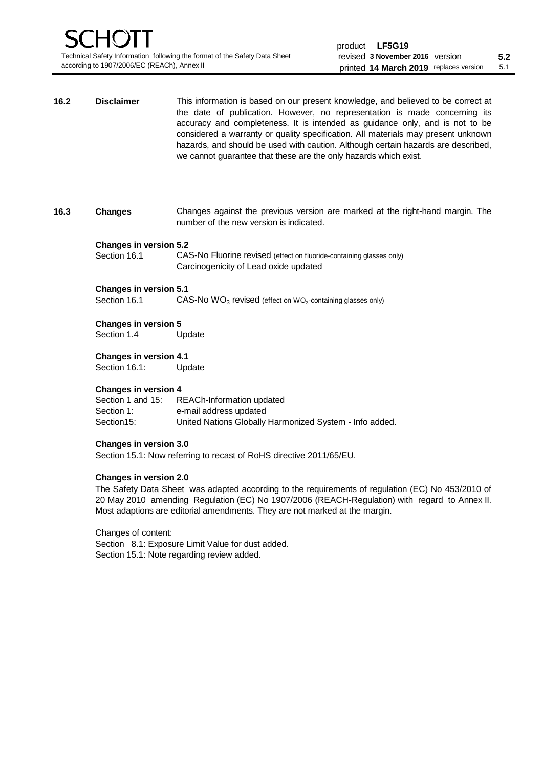**16.2 Disclaimer**

This information is based on our present knowledge, and believed to be correct at the date of publication. However, no representation is made concerning its accuracy and completeness. It is intended as guidance only, and is not to be considered a warranty or quality specification. All materials may present unknown hazards, and should be used with caution. Although certain hazards are described, we cannot guarantee that these are the only hazards which exist.

**16.3 Changes**

Changes against the previous version are marked at the right-hand margin. The number of the new version is indicated.

**Changes in version 5.2**

| | |
|---|---|
| Section 16.1 | CAS-No Fluorine revised (effect on fluoride-containing glasses only)<br>Carcinogenicity of Lead oxide updated |

**Changes in version 5.1**

| | |
|---|---|
| Section 16.1 | CAS-No $WO_3$ revised (effect on $WO_3$-containing glasses only) |

**Changes in version 5**

| | |
|---|---|
| Section 1.4 | Update |

**Changes in version 4.1**

| | |
|---|---|
| Section 16.1: | Update |

**Changes in version 4**

| | |
|---|---|
| Section 1 and 15: | REACh-Information updated |
| Section 1: | e-mail address updated |
| Section15: | United Nations Globally Harmonized System - Info added. |

**Changes in version 3.0**

Section 15.1: Now referring to recast of RoHS directive 2011/65/EU.

**Changes in version 2.0**

The Safety Data Sheet was adapted according to the requirements of regulation (EC) No 453/2010 of 20 May 2010 amending Regulation (EC) No 1907/2006 (REACH-Regulation) with regard to Annex II. Most adaptions are editorial amendments. They are not marked at the margin.

Changes of content:
Section 8.1: Exposure Limit Value for dust added.
Section 15.1: Note regarding review added.